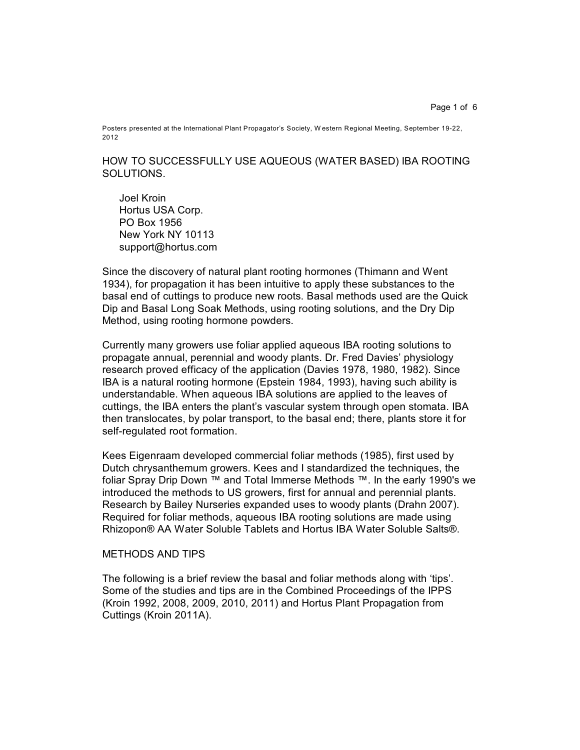Posters presented at the International Plant Propagator's Society, Western Regional Meeting, September 19-22, 2012

# HOW TO SUCCESSFULLY USE AQUEOUS (WATER BASED) IBA ROOTING SOLUTIONS.

Joel Kroin
Hortus USA Corp.
PO Box 1956
New York NY 10113
support@hortus.com

Since the discovery of natural plant rooting hormones (Thimann and Went 1934), for propagation it has been intuitive to apply these substances to the basal end of cuttings to produce new roots. Basal methods used are the Quick Dip and Basal Long Soak Methods, using rooting solutions, and the Dry Dip Method, using rooting hormone powders.

Currently many growers use foliar applied aqueous IBA rooting solutions to propagate annual, perennial and woody plants. Dr. Fred Davies' physiology research proved efficacy of the application (Davies 1978, 1980, 1982). Since IBA is a natural rooting hormone (Epstein 1984, 1993), having such ability is understandable. When aqueous IBA solutions are applied to the leaves of cuttings, the IBA enters the plant's vascular system through open stomata. IBA then translocates, by polar transport, to the basal end; there, plants store it for self-regulated root formation.

Kees Eigenraam developed commercial foliar methods (1985), first used by Dutch chrysanthemum growers. Kees and I standardized the techniques, the foliar Spray Drip Down ™ and Total Immerse Methods ™. In the early 1990's we introduced the methods to US growers, first for annual and perennial plants. Research by Bailey Nurseries expanded uses to woody plants (Drahn 2007). Required for foliar methods, aqueous IBA rooting solutions are made using Rhizopon® AA Water Soluble Tablets and Hortus IBA Water Soluble Salts®.

## METHODS AND TIPS

The following is a brief review the basal and foliar methods along with 'tips'. Some of the studies and tips are in the Combined Proceedings of the IPPS (Kroin 1992, 2008, 2009, 2010, 2011) and Hortus Plant Propagation from Cuttings (Kroin 2011A).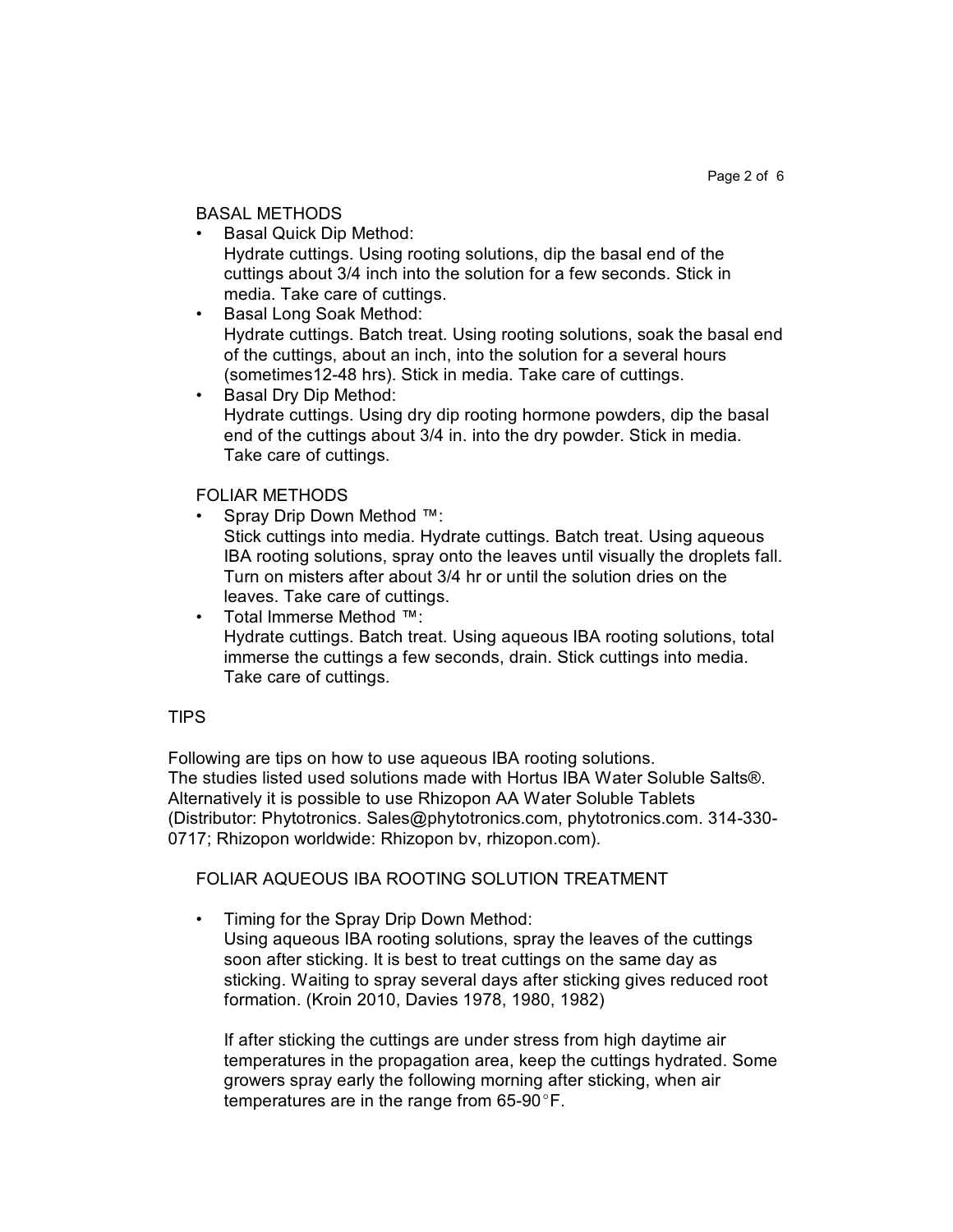## BASAL METHODS

- Basal Quick Dip Method:
  Hydrate cuttings. Using rooting solutions, dip the basal end of the cuttings about 3/4 inch into the solution for a few seconds. Stick in media. Take care of cuttings.
- Basal Long Soak Method:
  Hydrate cuttings. Batch treat. Using rooting solutions, soak the basal end of the cuttings, about an inch, into the solution for a several hours (sometimes12-48 hrs). Stick in media. Take care of cuttings.
- Basal Dry Dip Method:
  Hydrate cuttings. Using dry dip rooting hormone powders, dip the basal end of the cuttings about 3/4 in. into the dry powder. Stick in media. Take care of cuttings.

## FOLIAR METHODS

- Spray Drip Down Method ™:
  Stick cuttings into media. Hydrate cuttings. Batch treat. Using aqueous IBA rooting solutions, spray onto the leaves until visually the droplets fall. Turn on misters after about 3/4 hr or until the solution dries on the leaves. Take care of cuttings.
- Total Immerse Method ™:
  Hydrate cuttings. Batch treat. Using aqueous IBA rooting solutions, total immerse the cuttings a few seconds, drain. Stick cuttings into media. Take care of cuttings.

# TIPS

Following are tips on how to use aqueous IBA rooting solutions.
The studies listed used solutions made with Hortus IBA Water Soluble Salts®. Alternatively it is possible to use Rhizopon AA Water Soluble Tablets (Distributor: Phytotronics. Sales@phytotronics.com, phytotronics.com. 314-330-0717; Rhizopon worldwide: Rhizopon bv, rhizopon.com).

## FOLIAR AQUEOUS IBA ROOTING SOLUTION TREATMENT

- Timing for the Spray Drip Down Method:
  Using aqueous IBA rooting solutions, spray the leaves of the cuttings soon after sticking. It is best to treat cuttings on the same day as sticking. Waiting to spray several days after sticking gives reduced root formation. (Kroin 2010, Davies 1978, 1980, 1982)

  If after sticking the cuttings are under stress from high daytime air temperatures in the propagation area, keep the cuttings hydrated. Some growers spray early the following morning after sticking, when air temperatures are in the range from 65-90°F.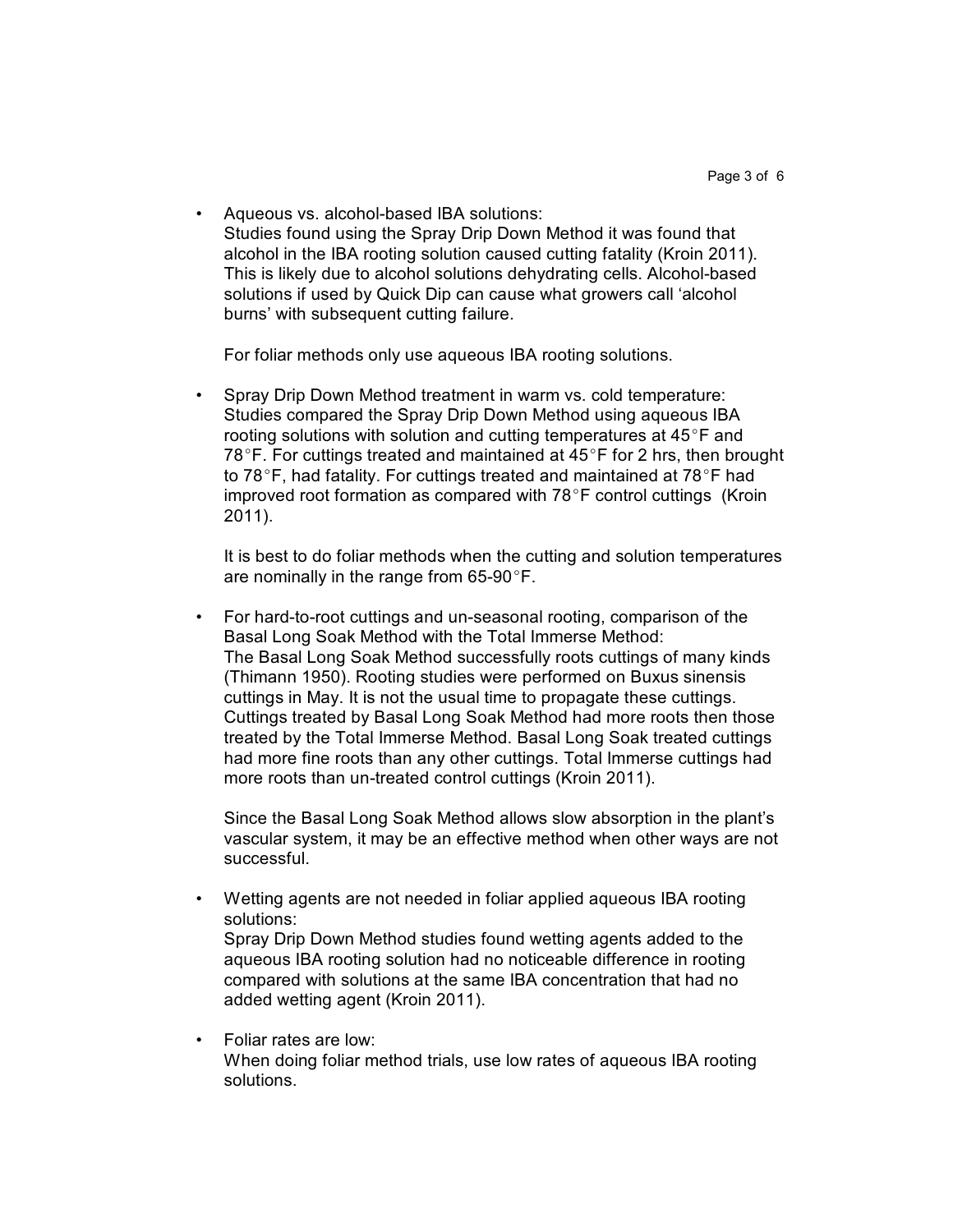- Aqueous vs. alcohol-based IBA solutions:
  Studies found using the Spray Drip Down Method it was found that alcohol in the IBA rooting solution caused cutting fatality (Kroin 2011). This is likely due to alcohol solutions dehydrating cells. Alcohol-based solutions if used by Quick Dip can cause what growers call 'alcohol burns' with subsequent cutting failure.

  For foliar methods only use aqueous IBA rooting solutions.

- Spray Drip Down Method treatment in warm vs. cold temperature:
  Studies compared the Spray Drip Down Method using aqueous IBA rooting solutions with solution and cutting temperatures at 45°F and 78°F. For cuttings treated and maintained at 45°F for 2 hrs, then brought to 78°F, had fatality. For cuttings treated and maintained at 78°F had improved root formation as compared with 78°F control cuttings (Kroin 2011).

  It is best to do foliar methods when the cutting and solution temperatures are nominally in the range from 65-90°F.

- For hard-to-root cuttings and un-seasonal rooting, comparison of the Basal Long Soak Method with the Total Immerse Method:
  The Basal Long Soak Method successfully roots cuttings of many kinds (Thimann 1950). Rooting studies were performed on Buxus sinensis cuttings in May. It is not the usual time to propagate these cuttings. Cuttings treated by Basal Long Soak Method had more roots then those treated by the Total Immerse Method. Basal Long Soak treated cuttings had more fine roots than any other cuttings. Total Immerse cuttings had more roots than un-treated control cuttings (Kroin 2011).

  Since the Basal Long Soak Method allows slow absorption in the plant's vascular system, it may be an effective method when other ways are not successful.

- Wetting agents are not needed in foliar applied aqueous IBA rooting solutions:
  Spray Drip Down Method studies found wetting agents added to the aqueous IBA rooting solution had no noticeable difference in rooting compared with solutions at the same IBA concentration that had no added wetting agent (Kroin 2011).

- Foliar rates are low:
  When doing foliar method trials, use low rates of aqueous IBA rooting solutions.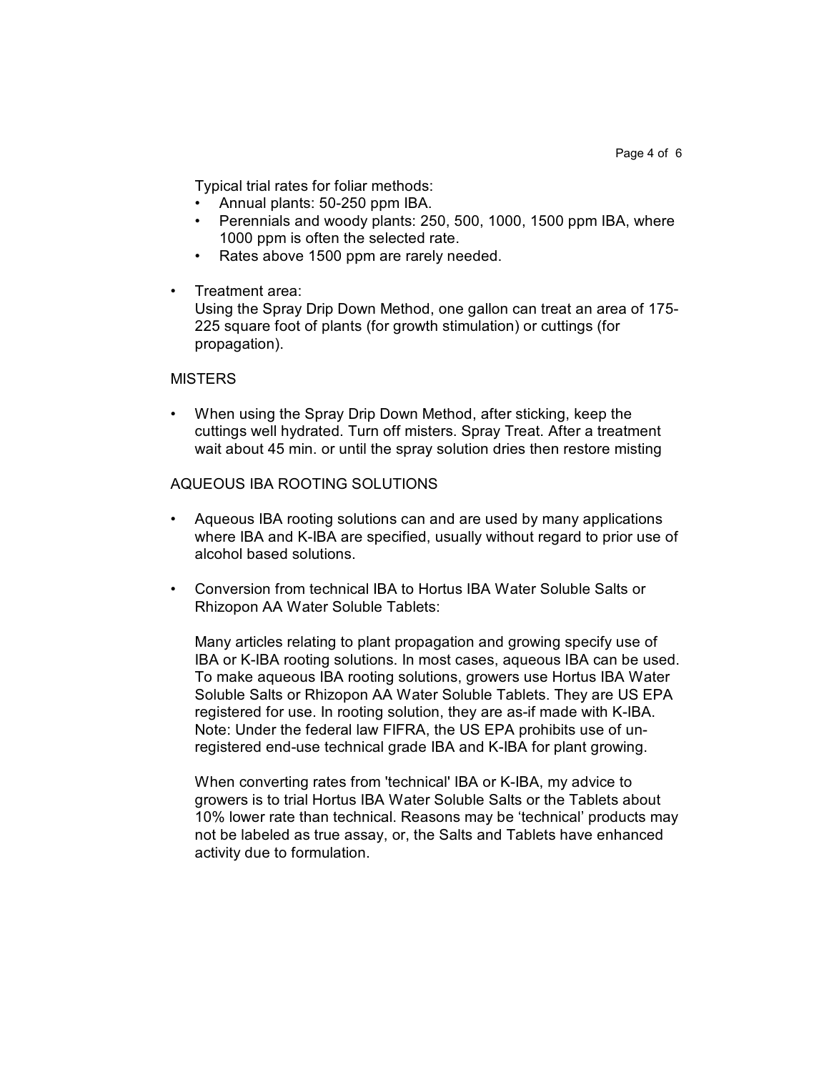Typical trial rates for foliar methods:

- Annual plants: 50-250 ppm IBA.
- Perennials and woody plants: 250, 500, 1000, 1500 ppm IBA, where 1000 ppm is often the selected rate.
- Rates above 1500 ppm are rarely needed.

- Treatment area:
  Using the Spray Drip Down Method, one gallon can treat an area of 175-225 square foot of plants (for growth stimulation) or cuttings (for propagation).

MISTERS

- When using the Spray Drip Down Method, after sticking, keep the cuttings well hydrated. Turn off misters. Spray Treat. After a treatment wait about 45 min. or until the spray solution dries then restore misting

AQUEOUS IBA ROOTING SOLUTIONS

- Aqueous IBA rooting solutions can and are used by many applications where IBA and K-IBA are specified, usually without regard to prior use of alcohol based solutions.

- Conversion from technical IBA to Hortus IBA Water Soluble Salts or Rhizopon AA Water Soluble Tablets:

  Many articles relating to plant propagation and growing specify use of IBA or K-IBA rooting solutions. In most cases, aqueous IBA can be used. To make aqueous IBA rooting solutions, growers use Hortus IBA Water Soluble Salts or Rhizopon AA Water Soluble Tablets. They are US EPA registered for use. In rooting solution, they are as-if made with K-IBA. Note: Under the federal law FIFRA, the US EPA prohibits use of un-registered end-use technical grade IBA and K-IBA for plant growing.

  When converting rates from 'technical' IBA or K-IBA, my advice to growers is to trial Hortus IBA Water Soluble Salts or the Tablets about 10% lower rate than technical. Reasons may be 'technical' products may not be labeled as true assay, or, the Salts and Tablets have enhanced activity due to formulation.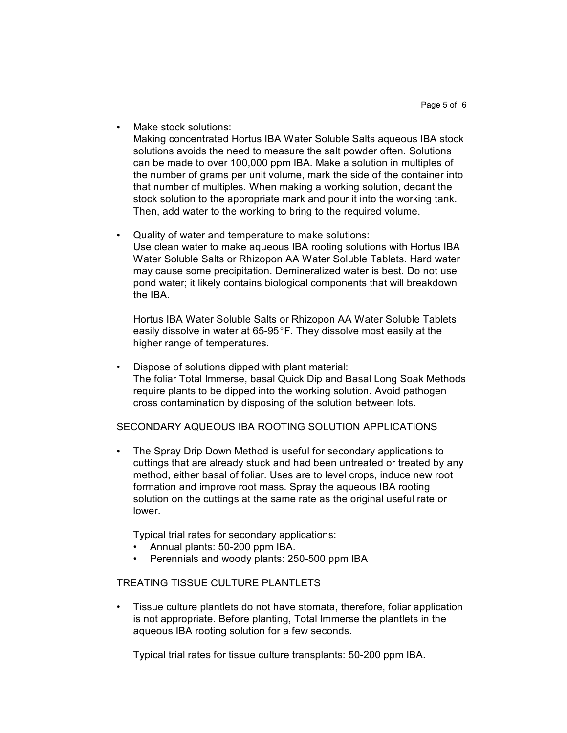- Make stock solutions:
  Making concentrated Hortus IBA Water Soluble Salts aqueous IBA stock solutions avoids the need to measure the salt powder often. Solutions can be made to over 100,000 ppm IBA. Make a solution in multiples of the number of grams per unit volume, mark the side of the container into that number of multiples. When making a working solution, decant the stock solution to the appropriate mark and pour it into the working tank. Then, add water to the working to bring to the required volume.

- Quality of water and temperature to make solutions:
  Use clean water to make aqueous IBA rooting solutions with Hortus IBA Water Soluble Salts or Rhizopon AA Water Soluble Tablets. Hard water may cause some precipitation. Demineralized water is best. Do not use pond water; it likely contains biological components that will breakdown the IBA.

  Hortus IBA Water Soluble Salts or Rhizopon AA Water Soluble Tablets easily dissolve in water at 65-95°F. They dissolve most easily at the higher range of temperatures.

- Dispose of solutions dipped with plant material:
  The foliar Total Immerse, basal Quick Dip and Basal Long Soak Methods require plants to be dipped into the working solution. Avoid pathogen cross contamination by disposing of the solution between lots.

## SECONDARY AQUEOUS IBA ROOTING SOLUTION APPLICATIONS

- The Spray Drip Down Method is useful for secondary applications to cuttings that are already stuck and had been untreated or treated by any method, either basal of foliar. Uses are to level crops, induce new root formation and improve root mass. Spray the aqueous IBA rooting solution on the cuttings at the same rate as the original useful rate or lower.

  Typical trial rates for secondary applications:
  - Annual plants: 50-200 ppm IBA.
  - Perennials and woody plants: 250-500 ppm IBA

## TREATING TISSUE CULTURE PLANTLETS

- Tissue culture plantlets do not have stomata, therefore, foliar application is not appropriate. Before planting, Total Immerse the plantlets in the aqueous IBA rooting solution for a few seconds.

  Typical trial rates for tissue culture transplants: 50-200 ppm IBA.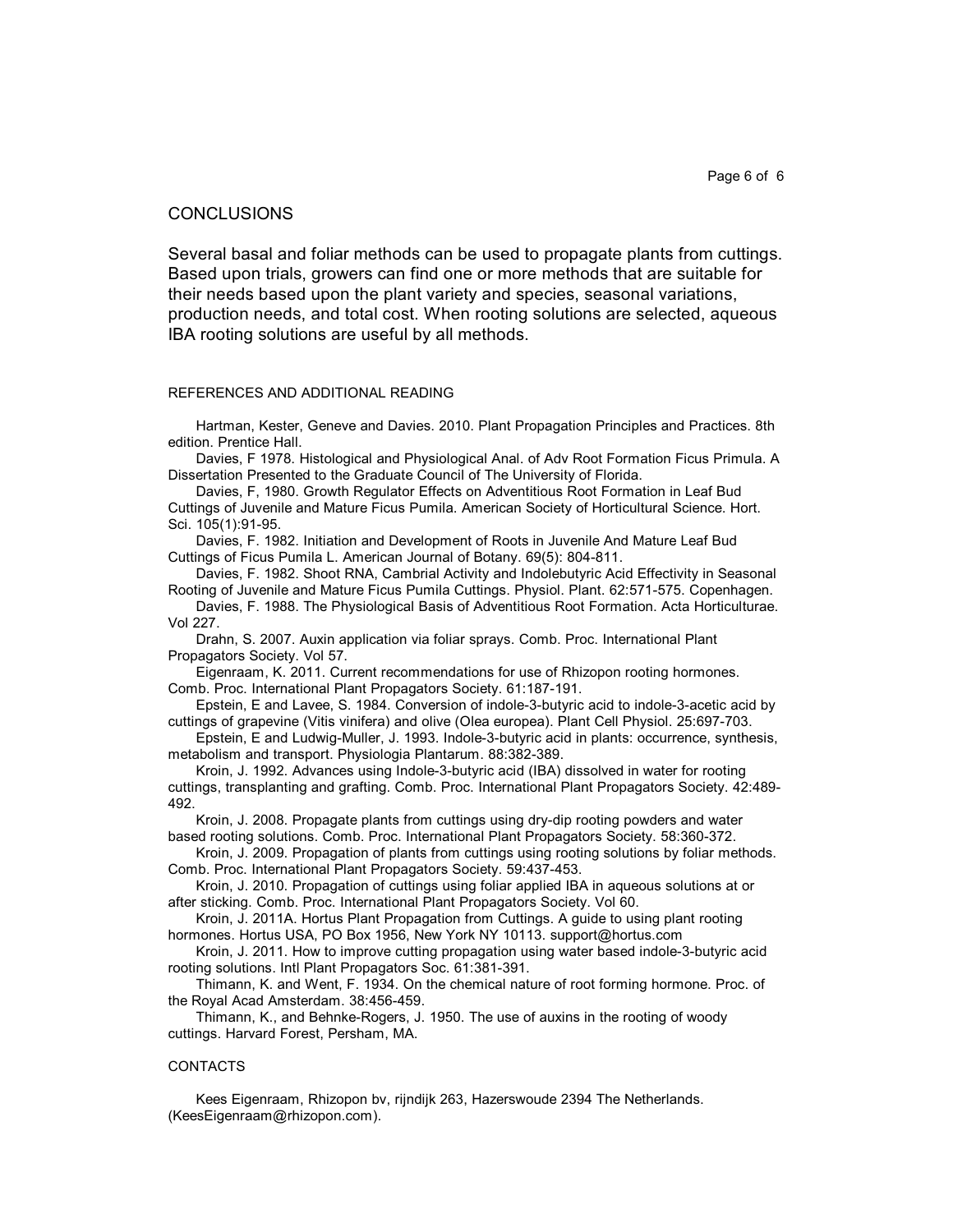## CONCLUSIONS

Several basal and foliar methods can be used to propagate plants from cuttings. Based upon trials, growers can find one or more methods that are suitable for their needs based upon the plant variety and species, seasonal variations, production needs, and total cost. When rooting solutions are selected, aqueous IBA rooting solutions are useful by all methods.

### REFERENCES AND ADDITIONAL READING

Hartman, Kester, Geneve and Davies. 2010. Plant Propagation Principles and Practices. 8th edition. Prentice Hall.

Davies, F 1978. Histological and Physiological Anal. of Adv Root Formation Ficus Primula. A Dissertation Presented to the Graduate Council of The University of Florida.

Davies, F, 1980. Growth Regulator Effects on Adventitious Root Formation in Leaf Bud Cuttings of Juvenile and Mature Ficus Pumila. American Society of Horticultural Science. Hort. Sci. 105(1):91-95.

Davies, F. 1982. Initiation and Development of Roots in Juvenile And Mature Leaf Bud Cuttings of Ficus Pumila L. American Journal of Botany. 69(5): 804-811.

Davies, F. 1982. Shoot RNA, Cambrial Activity and Indolebutyric Acid Effectivity in Seasonal Rooting of Juvenile and Mature Ficus Pumila Cuttings. Physiol. Plant. 62:571-575. Copenhagen.

Davies, F. 1988. The Physiological Basis of Adventitious Root Formation. Acta Horticulturae. Vol 227.

Drahn, S. 2007. Auxin application via foliar sprays. Comb. Proc. International Plant Propagators Society. Vol 57.

Eigenraam, K. 2011. Current recommendations for use of Rhizopon rooting hormones. Comb. Proc. International Plant Propagators Society. 61:187-191.

Epstein, E and Lavee, S. 1984. Conversion of indole-3-butyric acid to indole-3-acetic acid by cuttings of grapevine (Vitis vinifera) and olive (Olea europea). Plant Cell Physiol. 25:697-703.

Epstein, E and Ludwig-Muller, J. 1993. Indole-3-butyric acid in plants: occurrence, synthesis, metabolism and transport. Physiologia Plantarum. 88:382-389.

Kroin, J. 1992. Advances using Indole-3-butyric acid (IBA) dissolved in water for rooting cuttings, transplanting and grafting. Comb. Proc. International Plant Propagators Society. 42:489-492.

Kroin, J. 2008. Propagate plants from cuttings using dry-dip rooting powders and water based rooting solutions. Comb. Proc. International Plant Propagators Society. 58:360-372.

Kroin, J. 2009. Propagation of plants from cuttings using rooting solutions by foliar methods. Comb. Proc. International Plant Propagators Society. 59:437-453.

Kroin, J. 2010. Propagation of cuttings using foliar applied IBA in aqueous solutions at or after sticking. Comb. Proc. International Plant Propagators Society. Vol 60.

Kroin, J. 2011A. Hortus Plant Propagation from Cuttings. A guide to using plant rooting hormones. Hortus USA, PO Box 1956, New York NY 10113. support@hortus.com

Kroin, J. 2011. How to improve cutting propagation using water based indole-3-butyric acid rooting solutions. Intl Plant Propagators Soc. 61:381-391.

Thimann, K. and Went, F. 1934. On the chemical nature of root forming hormone. Proc. of the Royal Acad Amsterdam. 38:456-459.

Thimann, K., and Behnke-Rogers, J. 1950. The use of auxins in the rooting of woody cuttings. Harvard Forest, Persham, MA.

### CONTACTS

Kees Eigenraam, Rhizopon bv, rijndijk 263, Hazerswoude 2394 The Netherlands. (KeesEigenraam@rhizopon.com).